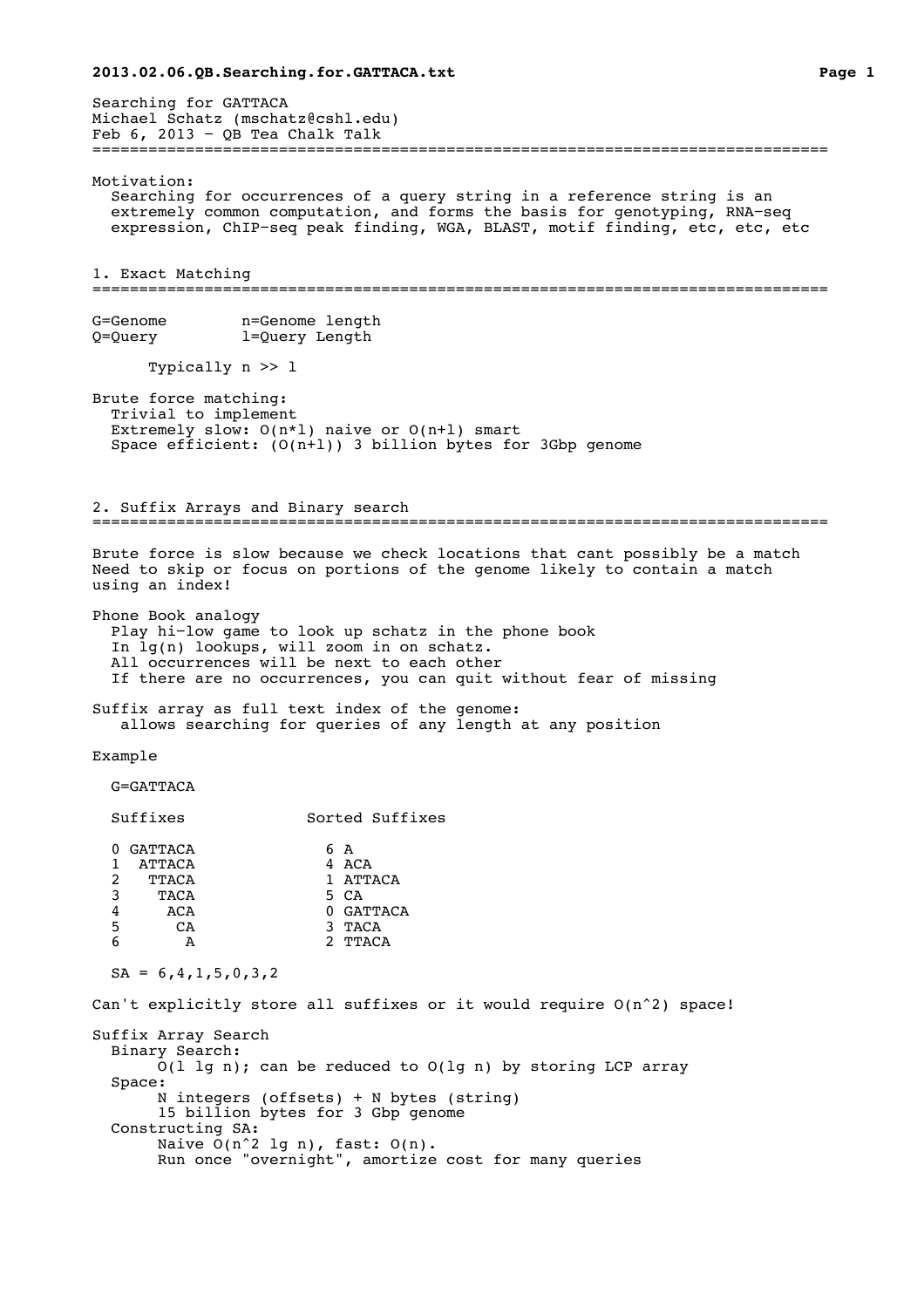Searching for GATTACA
Michael Schatz (mschatz@cshl.edu)
Feb 6, 2013 – QB Tea Chalk Talk

---

Motivation:
Searching for occurrences of a query string in a reference string is an extremely common computation, and forms the basis for genotyping, RNA-seq expression, ChIP-seq peak finding, WGA, BLAST, motif finding, etc, etc, etc

## 1. Exact Matching

```
G=Genome        n=Genome length
Q=Query         l=Query Length

      Typically n >> l
```

Brute force matching:
- Trivial to implement
- Extremely slow: $O(n*l)$ naive or $O(n+l)$ smart
- Space efficient: $(O(n+l))$ 3 billion bytes for 3Gbp genome

## 2. Suffix Arrays and Binary search

Brute force is slow because we check locations that cant possibly be a match
Need to skip or focus on portions of the genome likely to contain a match using an index!

Phone Book analogy
- Play hi-low game to look up schatz in the phone book
- In lg(n) lookups, will zoom in on schatz.
- All occurrences will be next to each other
- If there are no occurrences, you can quit without fear of missing

Suffix array as full text index of the genome:
allows searching for queries of any length at any position

Example

```
  G=GATTACA

  Suffixes              Sorted Suffixes

  0 GATTACA               6 A
  1  ATTACA               4 ACA
  2   TTACA               1 ATTACA
  3    TACA               5 CA
  4     ACA               0 GATTACA
  5      CA               3 TACA
  6       A               2 TTACA

  SA = 6,4,1,5,0,3,2
```

Can't explicitly store all suffixes or it would require $O(n^2)$ space!

Suffix Array Search
- Binary Search:
  - $O(l \lg n)$; can be reduced to $O(\lg n)$ by storing LCP array
- Space:
  - N integers (offsets) + N bytes (string)
  - 15 billion bytes for 3 Gbp genome
- Constructing SA:
  - Naive $O(n^2 \lg n)$, fast: $O(n)$.
  - Run once "overnight", amortize cost for many queries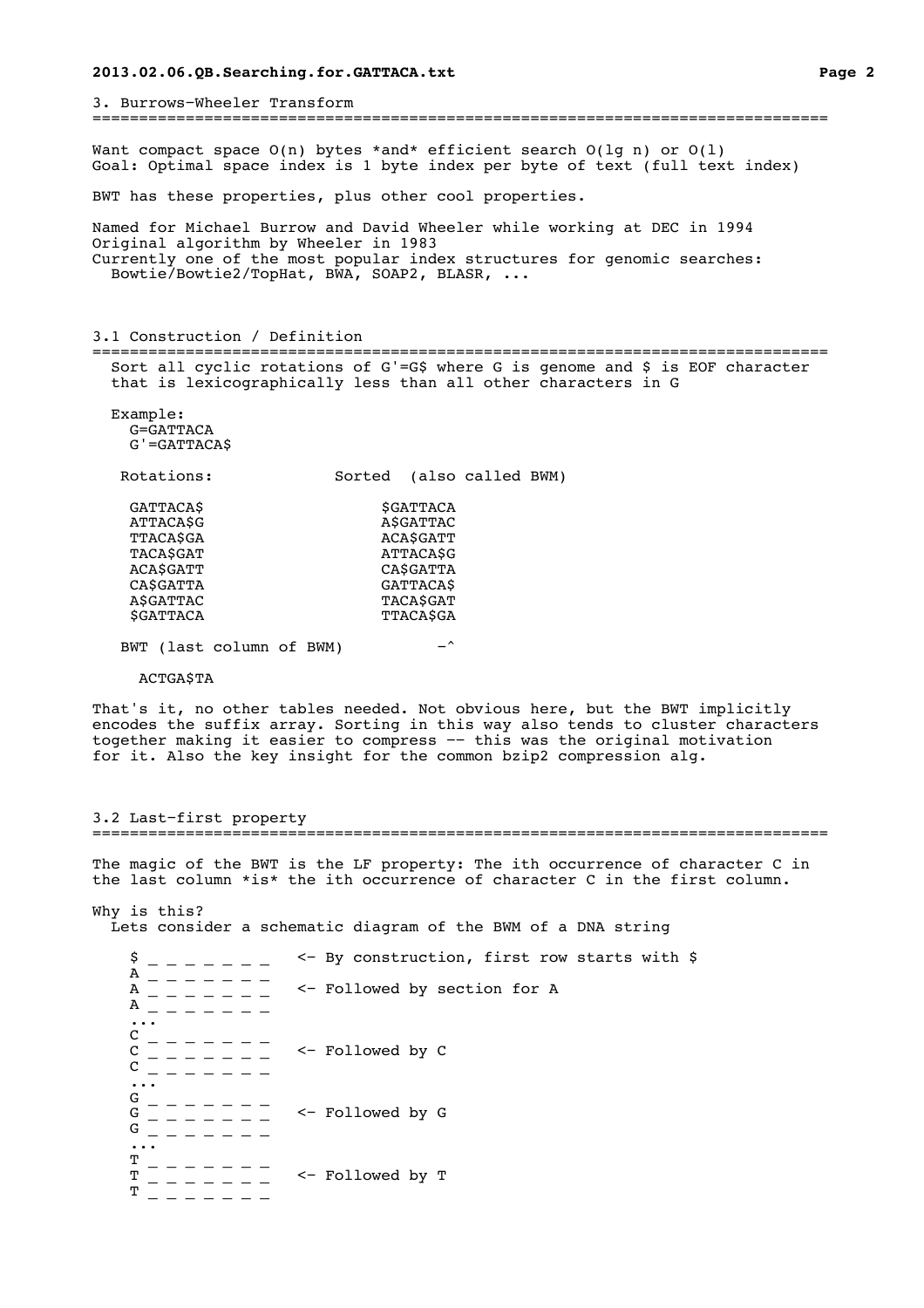## 3. Burrows-Wheeler Transform

Want compact space O(n) bytes *and* efficient search O(lg n) or O(1)
Goal: Optimal space index is 1 byte index per byte of text (full text index)

BWT has these properties, plus other cool properties.

Named for Michael Burrow and David Wheeler while working at DEC in 1994
Original algorithm by Wheeler in 1983
Currently one of the most popular index structures for genomic searches:
  Bowtie/Bowtie2/TopHat, BWA, SOAP2, BLASR, ...

### 3.1 Construction / Definition

Sort all cyclic rotations of G'=G$ where G is genome and $ is EOF character that is lexicographically less than all other characters in G

Example:
  G=GATTACA
  G'=GATTACA$

```
 Rotations:             Sorted  (also called BWM)

  GATTACA$                 $GATTACA
  ATTACA$G                 A$GATTAC
  TTACA$GA                 ACA$GATT
  TACA$GAT                 ATTACA$G
  ACA$GATT                 CA$GATTA
  CA$GATTA                 GATTACA$
  A$GATTAC                 TACA$GAT
  $GATTACA                 TTACA$GA

 BWT (last column of BWM)         -^

   ACTGA$TA
```

That's it, no other tables needed. Not obvious here, but the BWT implicitly encodes the suffix array. Sorting in this way also tends to cluster characters together making it easier to compress -- this was the original motivation for it. Also the key insight for the common bzip2 compression alg.

### 3.2 Last-first property

The magic of the BWT is the LF property: The ith occurrence of character C in the last column *is* the ith occurrence of character C in the first column.

Why is this?
  Lets consider a schematic diagram of the BWM of a DNA string

```
  $ _ _ _ _ _ _ _   <- By construction, first row starts with $
  A _ _ _ _ _ _ _
  A _ _ _ _ _ _ _   <- Followed by section for A
  A _ _ _ _ _ _ _
  ...
  C _ _ _ _ _ _ _
  C _ _ _ _ _ _ _   <- Followed by C
  C _ _ _ _ _ _ _
  ...
  G _ _ _ _ _ _ _
  G _ _ _ _ _ _ _   <- Followed by G
  G _ _ _ _ _ _ _
  ...
  T _ _ _ _ _ _ _
  T _ _ _ _ _ _ _   <- Followed by T
  T _ _ _ _ _ _ _
```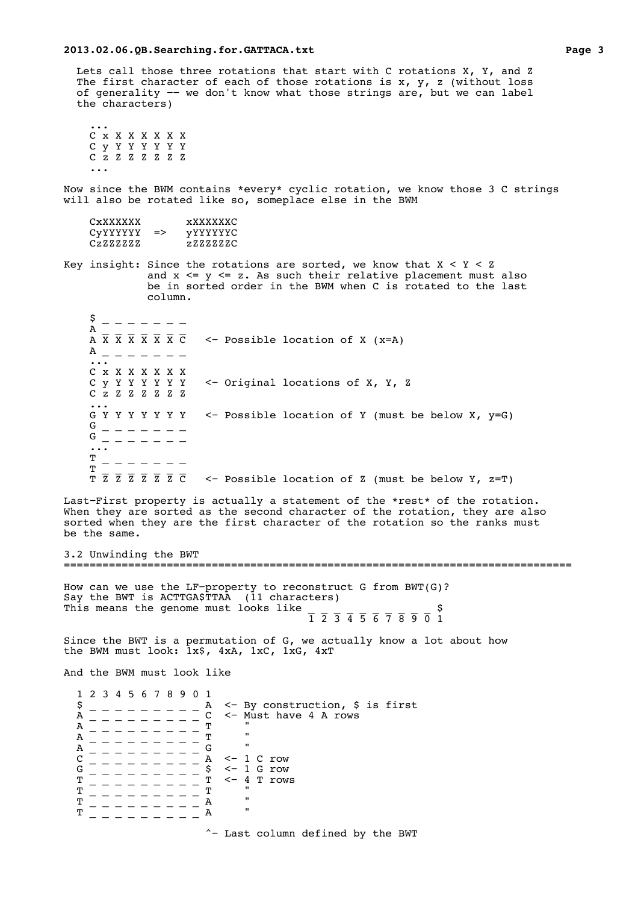Lets call those three rotations that start with C rotations X, Y, and Z
The first character of each of those rotations is x, y, z (without loss of generality -- we don't know what those strings are, but we can label the characters)

```
...
C x X X X X X X
C y Y Y Y Y Y Y
C z Z Z Z Z Z Z
...
```

Now since the BWM contains *every* cyclic rotation, we know those 3 C strings will also be rotated like so, someplace else in the BWM

```
CxXXXXXX       xXXXXXXC
CyYYYYYY  =>   yYYYYYYC
CzZZZZZZ       zZZZZZZC
```

Key insight: Since the rotations are sorted, we know that X < Y < Z and x <= y <= z. As such their relative placement must also be in sorted order in the BWM when C is rotated to the last column.

```
$ _ _ _ _ _ _ _
A _ _ _ _ _ _ _
A X X X X X X C   <- Possible location of X (x=A)
A _ _ _ _ _ _ _
...
C x X X X X X X
C y Y Y Y Y Y Y   <- Original locations of X, Y, Z
C z Z Z Z Z Z Z
...
G Y Y Y Y Y Y Y   <- Possible location of Y (must be below X, y=G)
G _ _ _ _ _ _ _
G _ _ _ _ _ _ _
...
T _ _ _ _ _ _ _
T _ _ _ _ _ _ _
T Z Z Z Z Z Z C   <- Possible location of Z (must be below Y, z=T)
```

Last-First property is actually a statement of the *rest* of the rotation. When they are sorted as the second character of the rotation, they are also sorted when they are the first character of the rotation so the ranks must be the same.

## 3.2 Unwinding the BWT

How can we use the LF-property to reconstruct G from BWT(G)?
Say the BWT is ACTTGA$TTAA (11 characters)
This means the genome must looks like

```
_ _ _ _ _ _ _ _ _ _ $
1 2 3 4 5 6 7 8 9 0 1
```

Since the BWT is a permutation of G, we actually know a lot about how the BWM must look: 1x$, 4xA, 1xC, 1xG, 4xT

And the BWM must look like

```
1 2 3 4 5 6 7 8 9 0 1
$ _ _ _ _ _ _ _ _ _ A  <- By construction, $ is first
A _ _ _ _ _ _ _ _ _ C  <- Must have 4 A rows
A _ _ _ _ _ _ _ _ _ T     "
A _ _ _ _ _ _ _ _ _ T     "
A _ _ _ _ _ _ _ _ _ G     "
C _ _ _ _ _ _ _ _ _ A  <- 1 C row
G _ _ _ _ _ _ _ _ _ $  <- 1 G row
T _ _ _ _ _ _ _ _ _ T  <- 4 T rows
T _ _ _ _ _ _ _ _ _ T     "
T _ _ _ _ _ _ _ _ _ A     "
T _ _ _ _ _ _ _ _ _ A     "

                    ^- Last column defined by the BWT
```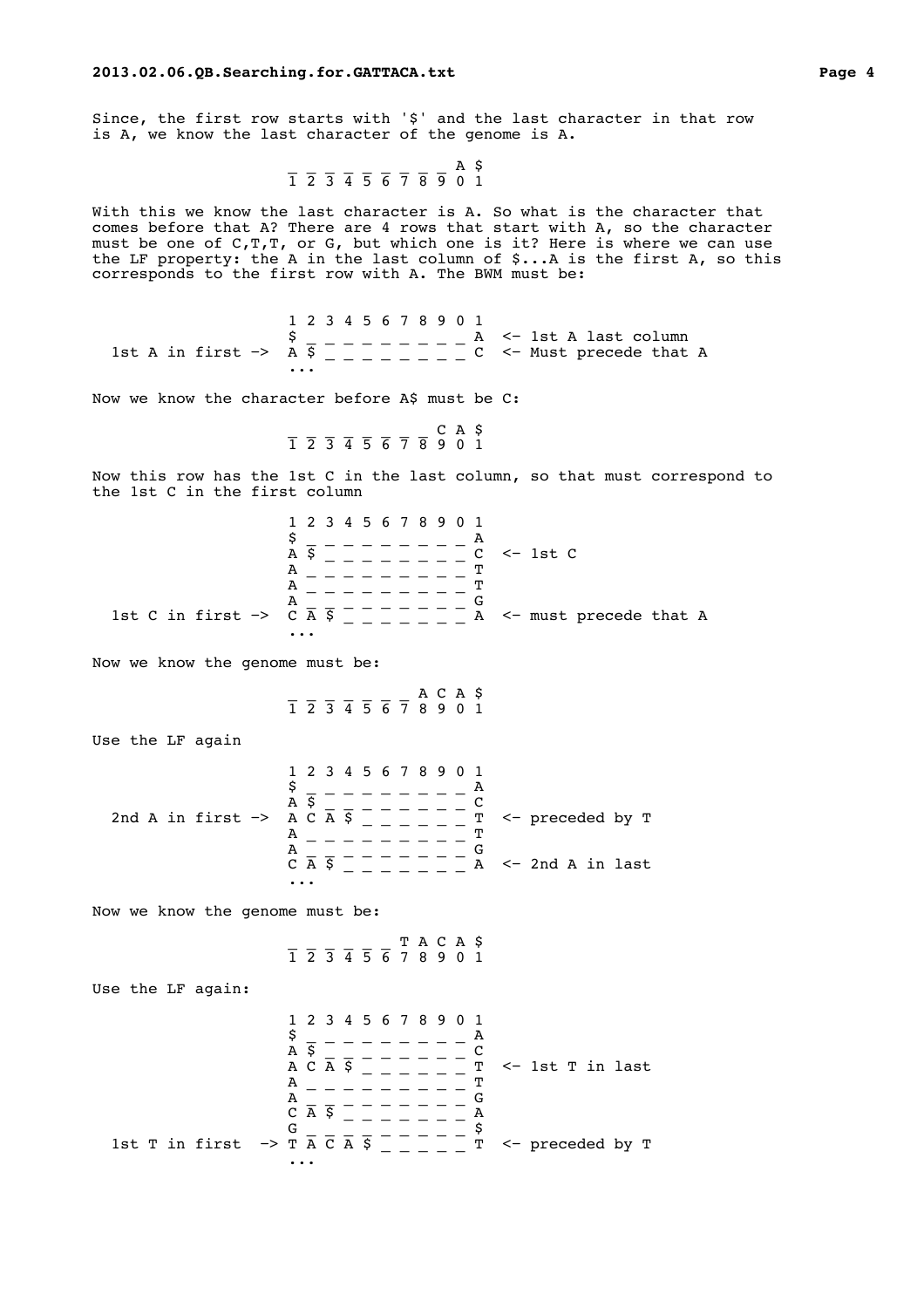Since, the first row starts with '$' and the last character in that row is A, we know the last character of the genome is A.

```
                  _ _ _ _ _ _ _ _ _ A $
                  1 2 3 4 5 6 7 8 9 0 1
```

With this we know the last character is A. So what is the character that comes before that A? There are 4 rows that start with A, so the character must be one of C,T,T, or G, but which one is it? Here is where we can use the LF property: the A in the last column of $...A is the first A, so this corresponds to the first row with A. The BWM must be:

```
                  1 2 3 4 5 6 7 8 9 0 1
                  $ _ _ _ _ _ _ _ _ _ A  <- 1st A last column
  1st A in first -> A $ _ _ _ _ _ _ _ _ C  <- Must precede that A
                  ...
```

Now we know the character before A$ must be C:

```
                  _ _ _ _ _ _ _ _ C A $
                  1 2 3 4 5 6 7 8 9 0 1
```

Now this row has the 1st C in the last column, so that must correspond to the 1st C in the first column

```
                  1 2 3 4 5 6 7 8 9 0 1
                  $ _ _ _ _ _ _ _ _ _ A
                  A $ _ _ _ _ _ _ _ _ C  <- 1st C
                  A _ _ _ _ _ _ _ _ _ T
                  A _ _ _ _ _ _ _ _ _ T
                  A _ _ _ _ _ _ _ _ _ G
  1st C in first -> C A $ _ _ _ _ _ _ _ A  <- must precede that A
                  ...
```

Now we know the genome must be:

```
                  _ _ _ _ _ _ _ A C A $
                  1 2 3 4 5 6 7 8 9 0 1
```

Use the LF again

```
                  1 2 3 4 5 6 7 8 9 0 1
                  $ _ _ _ _ _ _ _ _ _ A
                  A $ _ _ _ _ _ _ _ _ C
  2nd A in first -> A C A $ _ _ _ _ _ _ T  <- preceded by T
                  A _ _ _ _ _ _ _ _ _ T
                  A _ _ _ _ _ _ _ _ _ G
                  C A $ _ _ _ _ _ _ _ A  <- 2nd A in last
                  ...
```

Now we know the genome must be:

```
                  _ _ _ _ _ _ T A C A $
                  1 2 3 4 5 6 7 8 9 0 1
```

Use the LF again:

```
                  1 2 3 4 5 6 7 8 9 0 1
                  $ _ _ _ _ _ _ _ _ _ A
                  A $ _ _ _ _ _ _ _ _ C
                  A C A $ _ _ _ _ _ _ T  <- 1st T in last
                  A _ _ _ _ _ _ _ _ _ T
                  A _ _ _ _ _ _ _ _ _ G
                  C A $ _ _ _ _ _ _ _ A
                  G _ _ _ _ _ _ _ _ _ $
  1st T in first  -> T A C A $ _ _ _ _ _ T  <- preceded by T
                  ...
```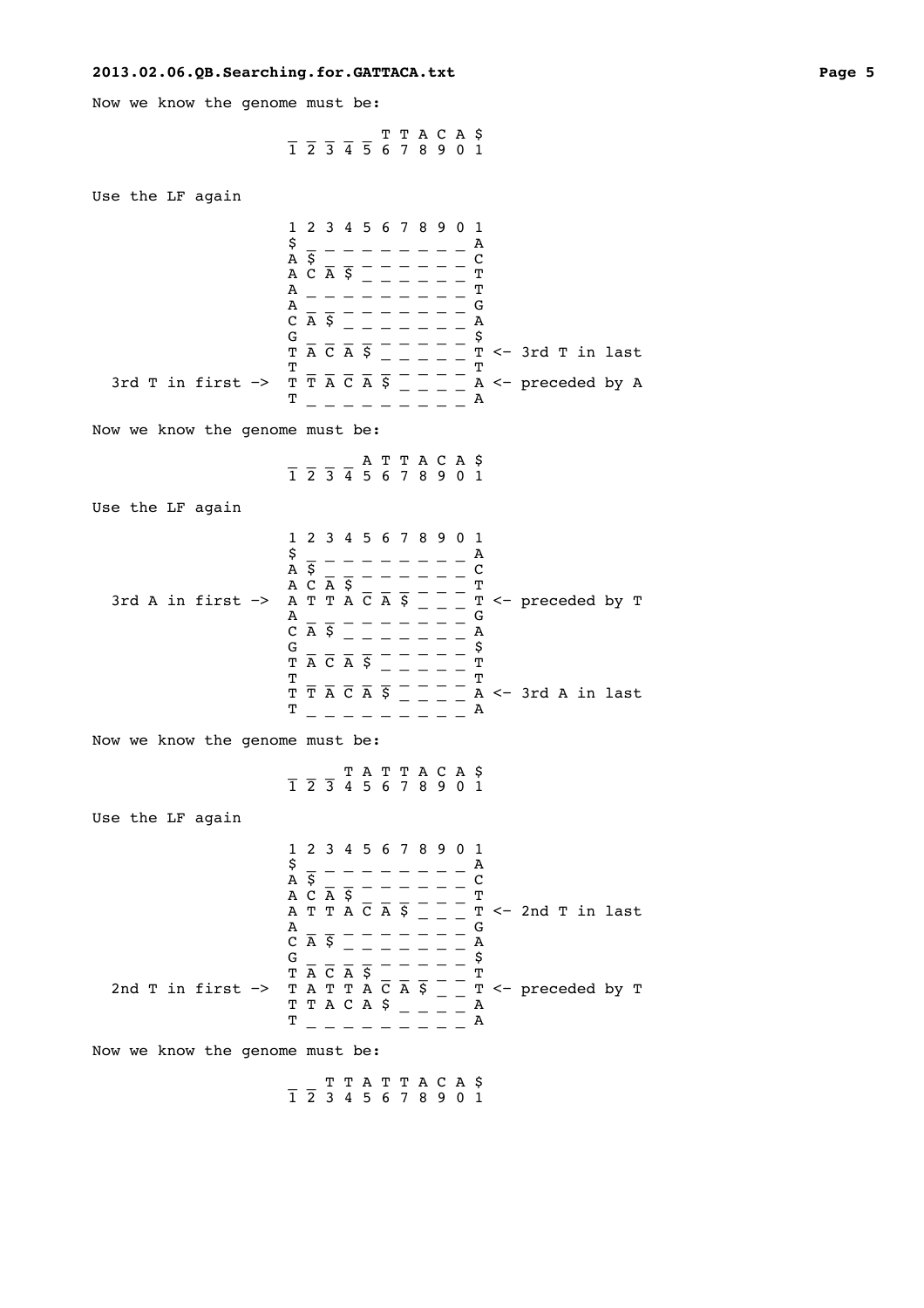Now we know the genome must be:

```
                      _ _ _ _ _ T T A C A $
                      1 2 3 4 5 6 7 8 9 0 1
```

Use the LF again

```
                      1 2 3 4 5 6 7 8 9 0 1
                      $ _ _ _ _ _ _ _ _ _ A
                      A $ _ _ _ _ _ _ _ _ C
                      A C A $ _ _ _ _ _ _ T
                      A _ _ _ _ _ _ _ _ _ T
                      A _ _ _ _ _ _ _ _ _ G
                      C A $ _ _ _ _ _ _ _ A
                      G _ _ _ _ _ _ _ _ _ $
                      T A C A $ _ _ _ _ _ T <- 3rd T in last
                      T _ _ _ _ _ _ _ _ _ T
  3rd T in first ->   T T A C A $ _ _ _ _ A <- preceded by A
                      T _ _ _ _ _ _ _ _ _ A
```

Now we know the genome must be:

```
                      _ _ _ _ A T T A C A $
                      1 2 3 4 5 6 7 8 9 0 1
```

Use the LF again

```
                      1 2 3 4 5 6 7 8 9 0 1
                      $ _ _ _ _ _ _ _ _ _ A
                      A $ _ _ _ _ _ _ _ _ C
                      A C A $ _ _ _ _ _ _ T
  3rd A in first ->   A T T A C A $ _ _ _ T <- preceded by T
                      A _ _ _ _ _ _ _ _ _ G
                      C A $ _ _ _ _ _ _ _ A
                      G _ _ _ _ _ _ _ _ _ $
                      T A C A $ _ _ _ _ _ T
                      T _ _ _ _ _ _ _ _ _ T
                      T T A C A $ _ _ _ _ A <- 3rd A in last
                      T _ _ _ _ _ _ _ _ _ A
```

Now we know the genome must be:

```
                      _ _ _ T A T T A C A $
                      1 2 3 4 5 6 7 8 9 0 1
```

Use the LF again

```
                      1 2 3 4 5 6 7 8 9 0 1
                      $ _ _ _ _ _ _ _ _ _ A
                      A $ _ _ _ _ _ _ _ _ C
                      A C A $ _ _ _ _ _ _ T
                      A T T A C A $ _ _ _ T <- 2nd T in last
                      A _ _ _ _ _ _ _ _ _ G
                      C A $ _ _ _ _ _ _ _ A
                      G _ _ _ _ _ _ _ _ _ $
                      T A C A $ _ _ _ _ _ T
  2nd T in first ->   T A T T A C A $ _ _ T <- preceded by T
                      T T A C A $ _ _ _ _ A
                      T _ _ _ _ _ _ _ _ _ A
```

Now we know the genome must be:

```
                      _ _ T T A T T A C A $
                      1 2 3 4 5 6 7 8 9 0 1
```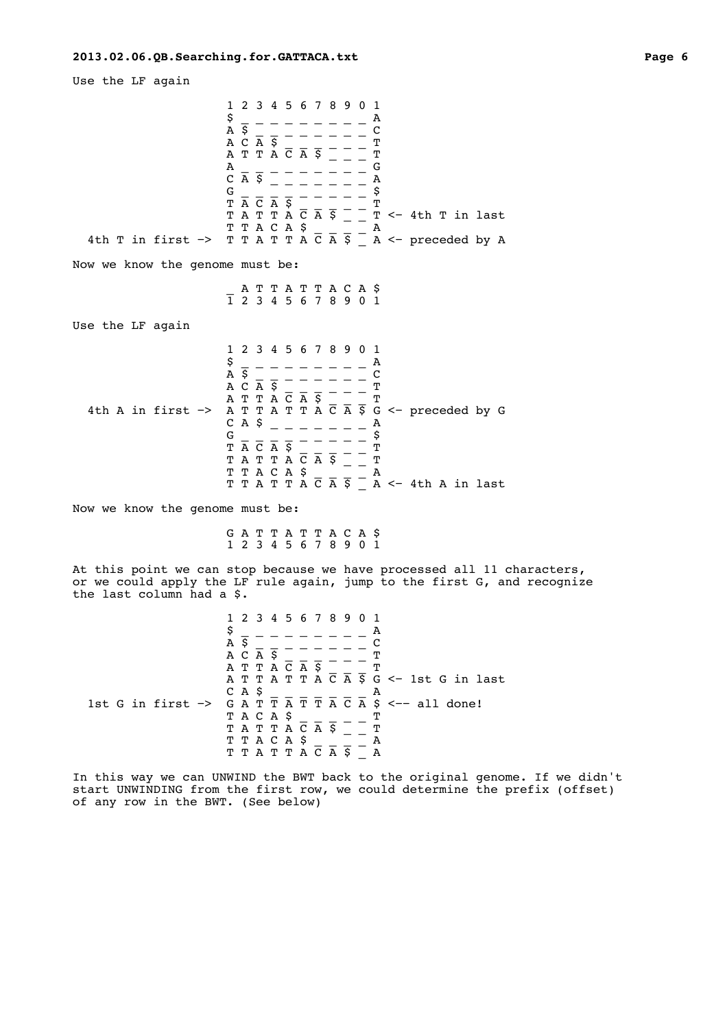Use the LF again

```
                    1 2 3 4 5 6 7 8 9 0 1
                    $ _ _ _ _ _ _ _ _ _ A
                    A $ _ _ _ _ _ _ _ _ C
                    A C A $ _ _ _ _ _ _ T
                    A T T A C A $ _ _ _ T
                    A _ _ _ _ _ _ _ _ _ G
                    C A $ _ _ _ _ _ _ _ A
                    G _ _ _ _ _ _ _ _ _ $
                    T A C A $ _ _ _ _ _ T
                    T A T T A C A $ _ _ T <- 4th T in last
                    T T A C A $ _ _ _ _ A
  4th T in first -> T T A T T A C A $ _ A <- preceded by A
```

Now we know the genome must be:

```
                    _ A T T A T T A C A $
                    1 2 3 4 5 6 7 8 9 0 1
```

Use the LF again

```
                    1 2 3 4 5 6 7 8 9 0 1
                    $ _ _ _ _ _ _ _ _ _ A
                    A $ _ _ _ _ _ _ _ _ C
                    A C A $ _ _ _ _ _ _ T
                    A T T A C A $ _ _ _ T
  4th A in first -> A T T A T T A C A $ G <- preceded by G
                    C A $ _ _ _ _ _ _ _ A
                    G _ _ _ _ _ _ _ _ _ $
                    T A C A $ _ _ _ _ _ T
                    T A T T A C A $ _ _ T
                    T T A C A $ _ _ _ _ A
                    T T A T T A C A $ _ A <- 4th A in last
```

Now we know the genome must be:

```
                    G A T T A T T A C A $
                    1 2 3 4 5 6 7 8 9 0 1
```

At this point we can stop because we have processed all 11 characters, or we could apply the LF rule again, jump to the first G, and recognize the last column had a $.

```
                    1 2 3 4 5 6 7 8 9 0 1
                    $ _ _ _ _ _ _ _ _ _ A
                    A $ _ _ _ _ _ _ _ _ C
                    A C A $ _ _ _ _ _ _ T
                    A T T A C A $ _ _ _ T
                    A T T A T T A C A $ G <- 1st G in last
                    C A $ _ _ _ _ _ _ _ A
  1st G in first -> G A T T A T T A C A $ <-- all done!
                    T A C A $ _ _ _ _ _ T
                    T A T T A C A $ _ _ T
                    T T A C A $ _ _ _ _ A
                    T T A T T A C A $ _ A
```

In this way we can UNWIND the BWT back to the original genome. If we didn't start UNWINDING from the first row, we could determine the prefix (offset) of any row in the BWT. (See below)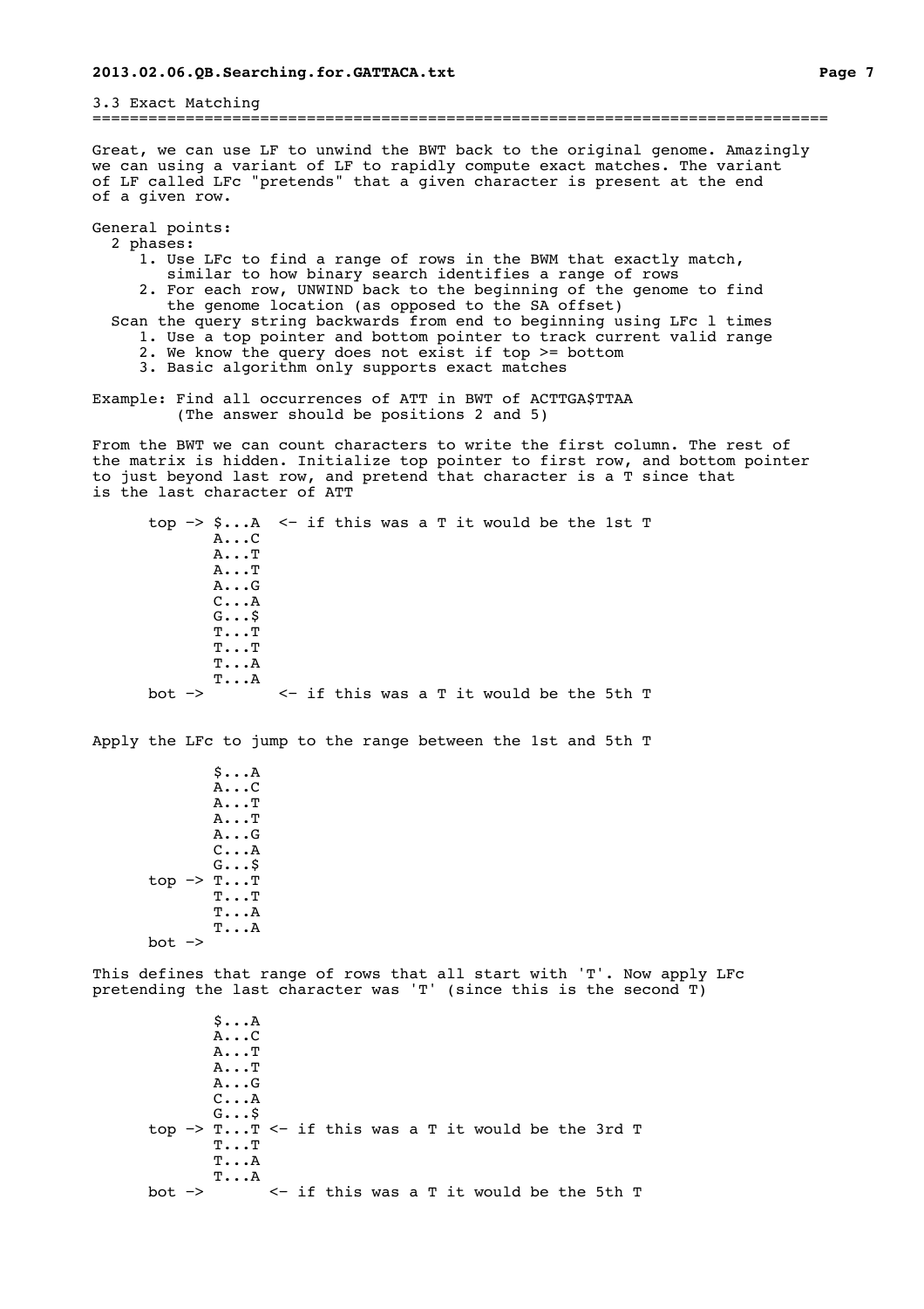## 3.3 Exact Matching

Great, we can use LF to unwind the BWT back to the original genome. Amazingly we can using a variant of LF to rapidly compute exact matches. The variant of LF called LFc "pretends" that a given character is present at the end of a given row.

General points:

- 2 phases:
  1. Use LFc to find a range of rows in the BWM that exactly match, similar to how binary search identifies a range of rows
  2. For each row, UNWIND back to the beginning of the genome to find the genome location (as opposed to the SA offset)
- Scan the query string backwards from end to beginning using LFc l times
  1. Use a top pointer and bottom pointer to track current valid range
  2. We know the query does not exist if top >= bottom
  3. Basic algorithm only supports exact matches

Example: Find all occurrences of ATT in BWT of ACTTGA$TTAA
(The answer should be positions 2 and 5)

From the BWT we can count characters to write the first column. The rest of the matrix is hidden. Initialize top pointer to first row, and bottom pointer to just beyond last row, and pretend that character is a T since that is the last character of ATT

```
      top -> $...A  <- if this was a T it would be the 1st T
             A...C
             A...T
             A...T
             A...G
             C...A
             G...$
             T...T
             T...T
             T...A
             T...A
      bot ->        <- if this was a T it would be the 5th T
```

Apply the LFc to jump to the range between the 1st and 5th T

```
             $...A
             A...C
             A...T
             A...T
             A...G
             C...A
             G...$
      top -> T...T
             T...T
             T...A
             T...A
      bot ->
```

This defines that range of rows that all start with 'T'. Now apply LFc pretending the last character was 'T' (since this is the second T)

```
             $...A
             A...C
             A...T
             A...T
             A...G
             C...A
             G...$
      top -> T...T <- if this was a T it would be the 3rd T
             T...T
             T...A
             T...A
      bot ->       <- if this was a T it would be the 5th T
```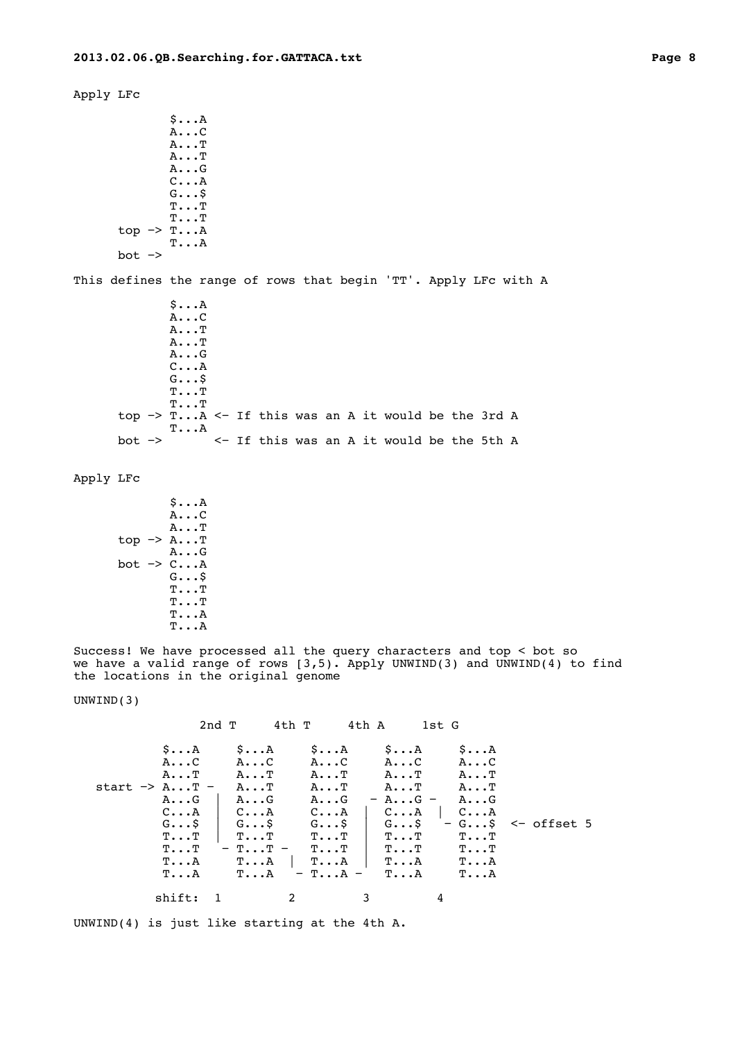Apply LFc

```
            $...A
            A...C
            A...T
            A...T
            A...G
            C...A
            G...$
            T...T
            T...T
     top -> T...A
            T...A
     bot ->
```

This defines the range of rows that begin 'TT'. Apply LFc with A

```
            $...A
            A...C
            A...T
            A...T
            A...G
            C...A
            G...$
            T...T
            T...T
     top -> T...A <- If this was an A it would be the 3rd A
            T...A
     bot ->       <- If this was an A it would be the 5th A
```

Apply LFc

```
            $...A
            A...C
            A...T
     top -> A...T
            A...G
     bot -> C...A
            G...$
            T...T
            T...T
            T...A
            T...A
```

Success! We have processed all the query characters and top < bot so we have a valid range of rows [3,5). Apply UNWIND(3) and UNWIND(4) to find the locations in the original genome

UNWIND(3)

```
                 2nd T      4th T      4th A      1st G

           $...A      $...A      $...A      $...A      $...A
           A...C      A...C      A...C      A...C      A...C
           A...T      A...T      A...T      A...T      A...T
  start -> A...T -    A...T      A...T      A...T      A...T
           A...G  |   A...G      A...G   -  A...G -    A...G
           C...A  |   C...A      C...A  |   C...A  |   C...A
           G...$  |   G...$      G...$  |   G...$   -  G...$   <- offset 5
           T...T  |   T...T      T...T  |   T...T      T...T
           T...T   -  T...T -    T...T  |   T...T      T...T
           T...A      T...A  |   T...A  |   T...A      T...A
           T...A      T...A   -  T...A -    T...A      T...A

         shift:  1          2          3          4
```

UNWIND(4) is just like starting at the 4th A.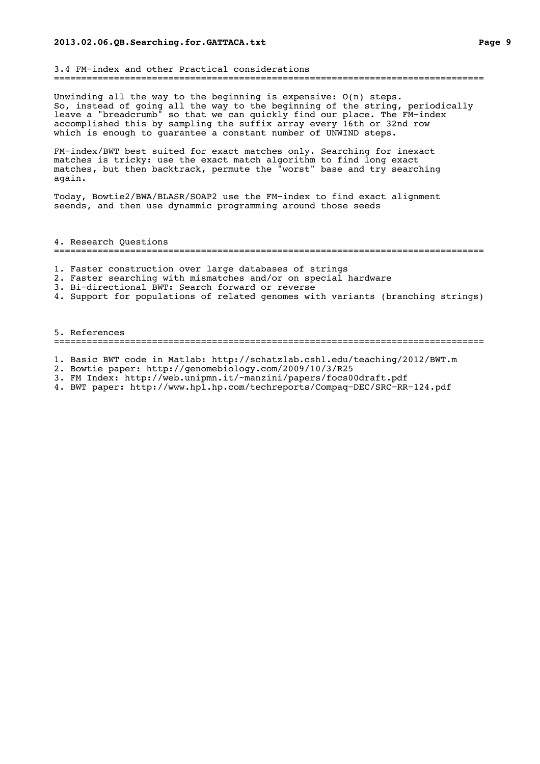## 3.4 FM-index and other Practical considerations

Unwinding all the way to the beginning is expensive: O(n) steps.
So, instead of going all the way to the beginning of the string, periodically leave a "breadcrumb" so that we can quickly find our place. The FM-index accomplished this by sampling the suffix array every 16th or 32nd row which is enough to guarantee a constant number of UNWIND steps.

FM-index/BWT best suited for exact matches only. Searching for inexact matches is tricky: use the exact match algorithm to find long exact matches, but then backtrack, permute the "worst" base and try searching again.

Today, Bowtie2/BWA/BLASR/SOAP2 use the FM-index to find exact alignment seends, and then use dynammic programming around those seeds

## 4. Research Questions

1. Faster construction over large databases of strings
2. Faster searching with mismatches and/or on special hardware
3. Bi-directional BWT: Search forward or reverse
4. Support for populations of related genomes with variants (branching strings)

## 5. References

1. Basic BWT code in Matlab: http://schatzlab.cshl.edu/teaching/2012/BWT.m
2. Bowtie paper: http://genomebiology.com/2009/10/3/R25
3. FM Index: http://web.unipmn.it/~manzini/papers/focs00draft.pdf
4. BWT paper: http://www.hpl.hp.com/techreports/Compaq-DEC/SRC-RR-124.pdf